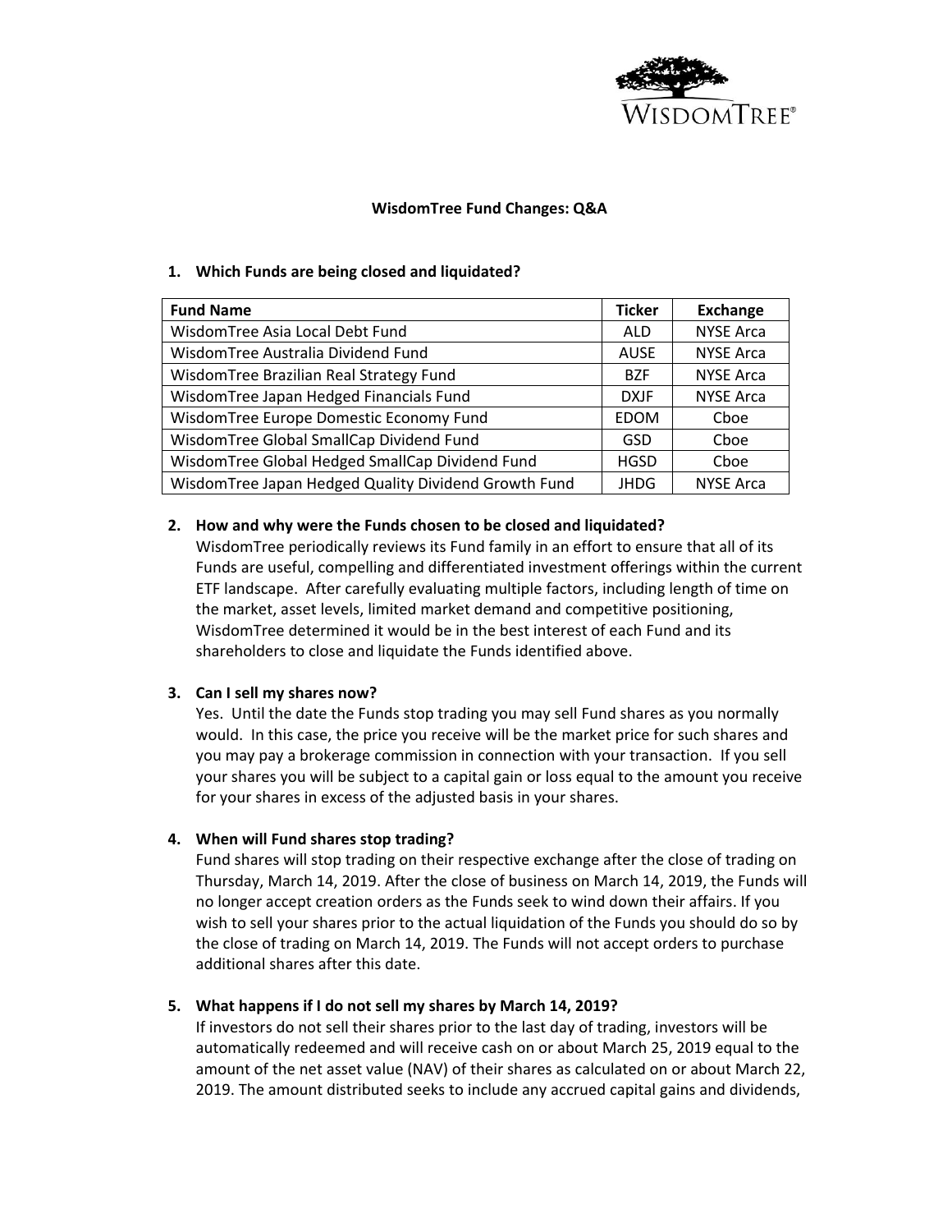# WisdomTree Fund Changes: Q&A

## 1. Which Funds are being closed and liquidated?

| Fund Name | Ticker | Exchange |
|---|---|---|
| WisdomTree Asia Local Debt Fund | ALD | NYSE Arca |
| WisdomTree Australia Dividend Fund | AUSE | NYSE Arca |
| WisdomTree Brazilian Real Strategy Fund | BZF | NYSE Arca |
| WisdomTree Japan Hedged Financials Fund | DXJF | NYSE Arca |
| WisdomTree Europe Domestic Economy Fund | EDOM | Cboe |
| WisdomTree Global SmallCap Dividend Fund | GSD | Cboe |
| WisdomTree Global Hedged SmallCap Dividend Fund | HGSD | Cboe |
| WisdomTree Japan Hedged Quality Dividend Growth Fund | JHDG | NYSE Arca |

## 2. How and why were the Funds chosen to be closed and liquidated?

WisdomTree periodically reviews its Fund family in an effort to ensure that all of its Funds are useful, compelling and differentiated investment offerings within the current ETF landscape. After carefully evaluating multiple factors, including length of time on the market, asset levels, limited market demand and competitive positioning, WisdomTree determined it would be in the best interest of each Fund and its shareholders to close and liquidate the Funds identified above.

## 3. Can I sell my shares now?

Yes. Until the date the Funds stop trading you may sell Fund shares as you normally would. In this case, the price you receive will be the market price for such shares and you may pay a brokerage commission in connection with your transaction. If you sell your shares you will be subject to a capital gain or loss equal to the amount you receive for your shares in excess of the adjusted basis in your shares.

## 4. When will Fund shares stop trading?

Fund shares will stop trading on their respective exchange after the close of trading on Thursday, March 14, 2019. After the close of business on March 14, 2019, the Funds will no longer accept creation orders as the Funds seek to wind down their affairs. If you wish to sell your shares prior to the actual liquidation of the Funds you should do so by the close of trading on March 14, 2019. The Funds will not accept orders to purchase additional shares after this date.

## 5. What happens if I do not sell my shares by March 14, 2019?

If investors do not sell their shares prior to the last day of trading, investors will be automatically redeemed and will receive cash on or about March 25, 2019 equal to the amount of the net asset value (NAV) of their shares as calculated on or about March 22, 2019. The amount distributed seeks to include any accrued capital gains and dividends,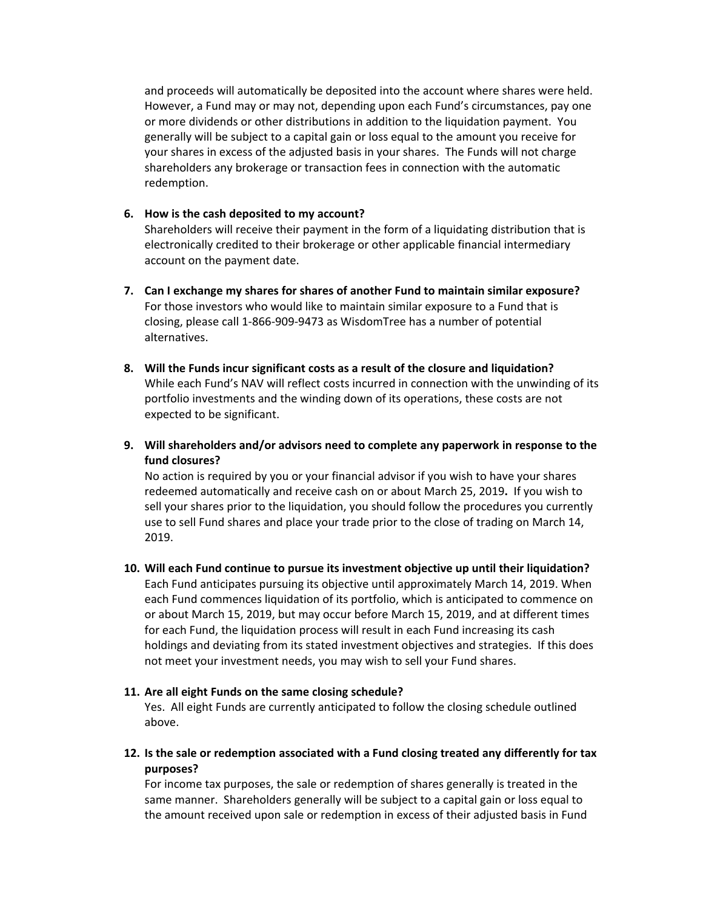and proceeds will automatically be deposited into the account where shares were held. However, a Fund may or may not, depending upon each Fund's circumstances, pay one or more dividends or other distributions in addition to the liquidation payment. You generally will be subject to a capital gain or loss equal to the amount you receive for your shares in excess of the adjusted basis in your shares. The Funds will not charge shareholders any brokerage or transaction fees in connection with the automatic redemption.

6. **How is the cash deposited to my account?**
   Shareholders will receive their payment in the form of a liquidating distribution that is electronically credited to their brokerage or other applicable financial intermediary account on the payment date.

7. **Can I exchange my shares for shares of another Fund to maintain similar exposure?**
   For those investors who would like to maintain similar exposure to a Fund that is closing, please call 1-866-909-9473 as WisdomTree has a number of potential alternatives.

8. **Will the Funds incur significant costs as a result of the closure and liquidation?**
   While each Fund's NAV will reflect costs incurred in connection with the unwinding of its portfolio investments and the winding down of its operations, these costs are not expected to be significant.

9. **Will shareholders and/or advisors need to complete any paperwork in response to the fund closures?**
   No action is required by you or your financial advisor if you wish to have your shares redeemed automatically and receive cash on or about March 25, 2019**.** If you wish to sell your shares prior to the liquidation, you should follow the procedures you currently use to sell Fund shares and place your trade prior to the close of trading on March 14, 2019.

10. **Will each Fund continue to pursue its investment objective up until their liquidation?**
    Each Fund anticipates pursuing its objective until approximately March 14, 2019. When each Fund commences liquidation of its portfolio, which is anticipated to commence on or about March 15, 2019, but may occur before March 15, 2019, and at different times for each Fund, the liquidation process will result in each Fund increasing its cash holdings and deviating from its stated investment objectives and strategies. If this does not meet your investment needs, you may wish to sell your Fund shares.

11. **Are all eight Funds on the same closing schedule?**
    Yes. All eight Funds are currently anticipated to follow the closing schedule outlined above.

12. **Is the sale or redemption associated with a Fund closing treated any differently for tax purposes?**
    For income tax purposes, the sale or redemption of shares generally is treated in the same manner. Shareholders generally will be subject to a capital gain or loss equal to the amount received upon sale or redemption in excess of their adjusted basis in Fund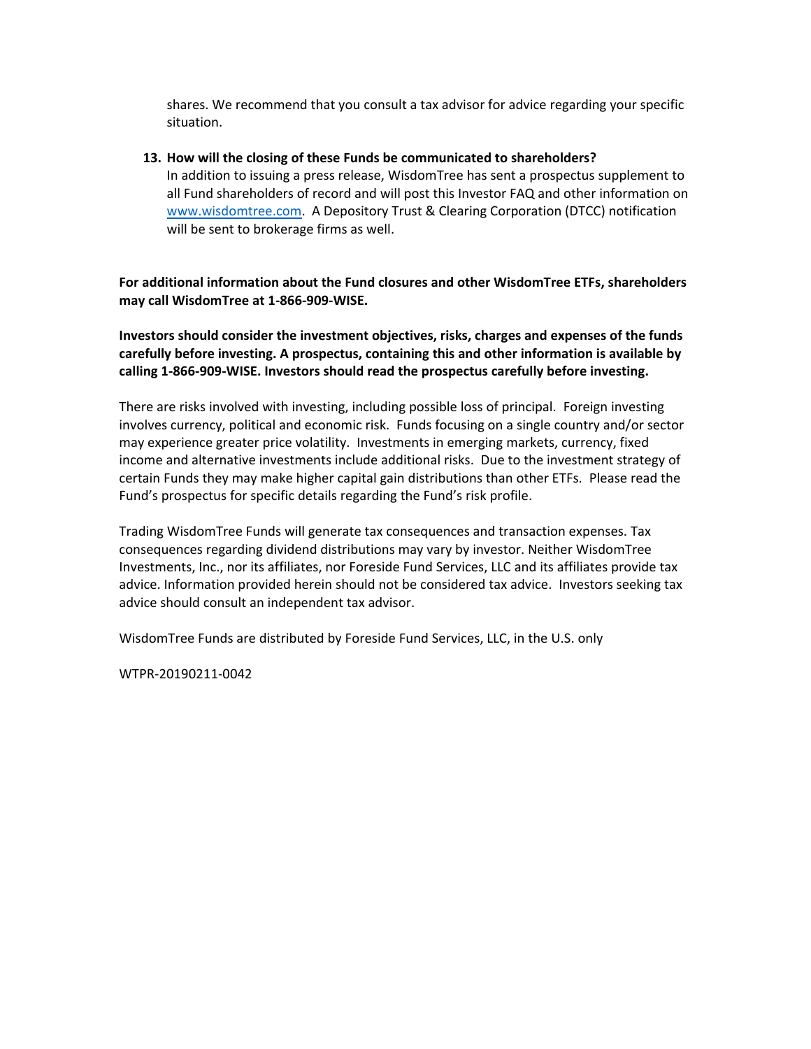shares. We recommend that you consult a tax advisor for advice regarding your specific situation.

13. **How will the closing of these Funds be communicated to shareholders?**
    In addition to issuing a press release, WisdomTree has sent a prospectus supplement to all Fund shareholders of record and will post this Investor FAQ and other information on [www.wisdomtree.com](http://www.wisdomtree.com). A Depository Trust & Clearing Corporation (DTCC) notification will be sent to brokerage firms as well.

**For additional information about the Fund closures and other WisdomTree ETFs, shareholders may call WisdomTree at 1-866-909-WISE.**

**Investors should consider the investment objectives, risks, charges and expenses of the funds carefully before investing. A prospectus, containing this and other information is available by calling 1-866-909-WISE. Investors should read the prospectus carefully before investing.**

There are risks involved with investing, including possible loss of principal. Foreign investing involves currency, political and economic risk. Funds focusing on a single country and/or sector may experience greater price volatility. Investments in emerging markets, currency, fixed income and alternative investments include additional risks. Due to the investment strategy of certain Funds they may make higher capital gain distributions than other ETFs. Please read the Fund's prospectus for specific details regarding the Fund's risk profile.

Trading WisdomTree Funds will generate tax consequences and transaction expenses. Tax consequences regarding dividend distributions may vary by investor. Neither WisdomTree Investments, Inc., nor its affiliates, nor Foreside Fund Services, LLC and its affiliates provide tax advice. Information provided herein should not be considered tax advice. Investors seeking tax advice should consult an independent tax advisor.

WisdomTree Funds are distributed by Foreside Fund Services, LLC, in the U.S. only

WTPR-20190211-0042